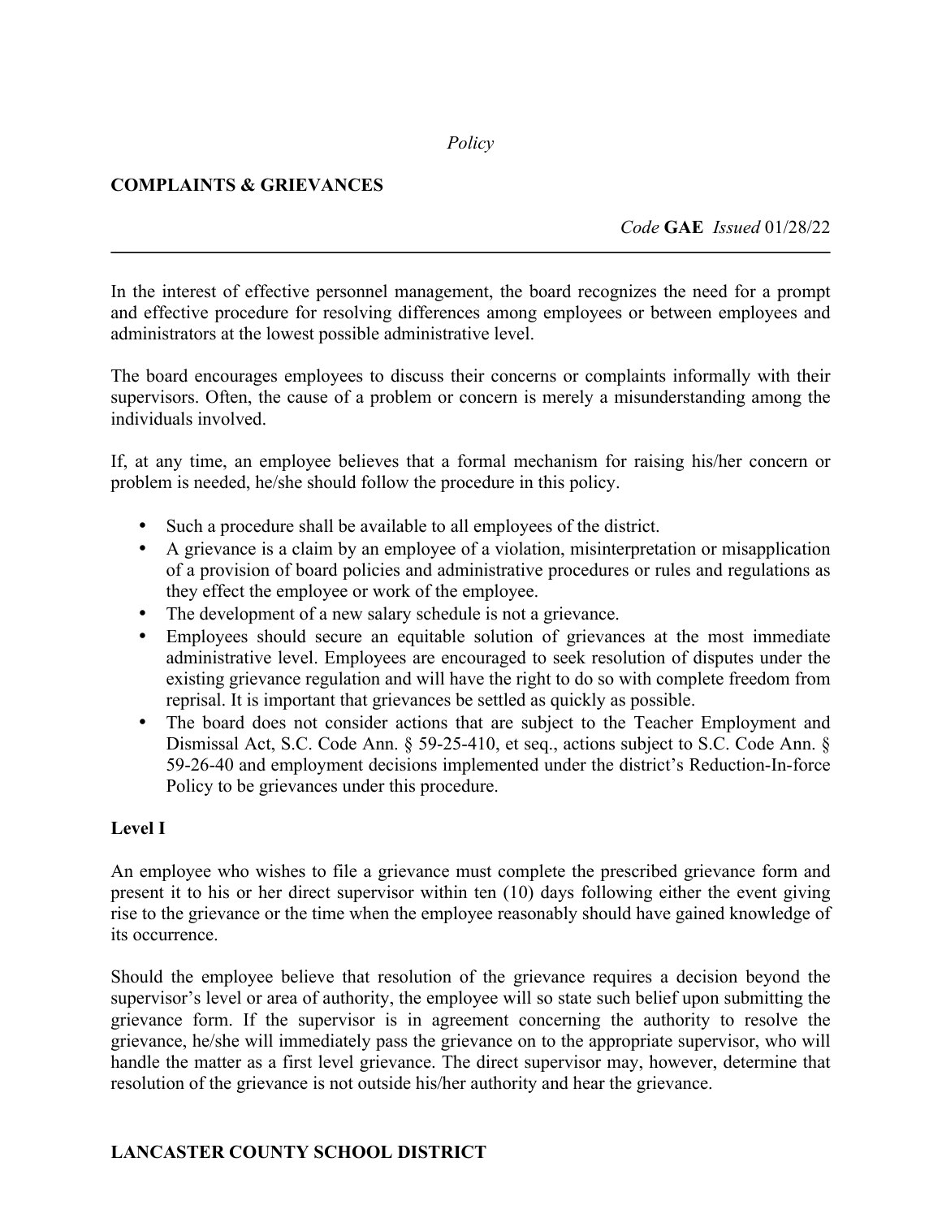*Policy*

## COMPLAINTS & GRIEVANCES

*Code* **GAE** *Issued* 01/28/22

---

In the interest of effective personnel management, the board recognizes the need for a prompt and effective procedure for resolving differences among employees or between employees and administrators at the lowest possible administrative level.

The board encourages employees to discuss their concerns or complaints informally with their supervisors. Often, the cause of a problem or concern is merely a misunderstanding among the individuals involved.

If, at any time, an employee believes that a formal mechanism for raising his/her concern or problem is needed, he/she should follow the procedure in this policy.

- Such a procedure shall be available to all employees of the district.
- A grievance is a claim by an employee of a violation, misinterpretation or misapplication of a provision of board policies and administrative procedures or rules and regulations as they effect the employee or work of the employee.
- The development of a new salary schedule is not a grievance.
- Employees should secure an equitable solution of grievances at the most immediate administrative level. Employees are encouraged to seek resolution of disputes under the existing grievance regulation and will have the right to do so with complete freedom from reprisal. It is important that grievances be settled as quickly as possible.
- The board does not consider actions that are subject to the Teacher Employment and Dismissal Act, S.C. Code Ann. § 59-25-410, et seq., actions subject to S.C. Code Ann. § 59-26-40 and employment decisions implemented under the district's Reduction-In-force Policy to be grievances under this procedure.

### Level I

An employee who wishes to file a grievance must complete the prescribed grievance form and present it to his or her direct supervisor within ten (10) days following either the event giving rise to the grievance or the time when the employee reasonably should have gained knowledge of its occurrence.

Should the employee believe that resolution of the grievance requires a decision beyond the supervisor's level or area of authority, the employee will so state such belief upon submitting the grievance form. If the supervisor is in agreement concerning the authority to resolve the grievance, he/she will immediately pass the grievance on to the appropriate supervisor, who will handle the matter as a first level grievance. The direct supervisor may, however, determine that resolution of the grievance is not outside his/her authority and hear the grievance.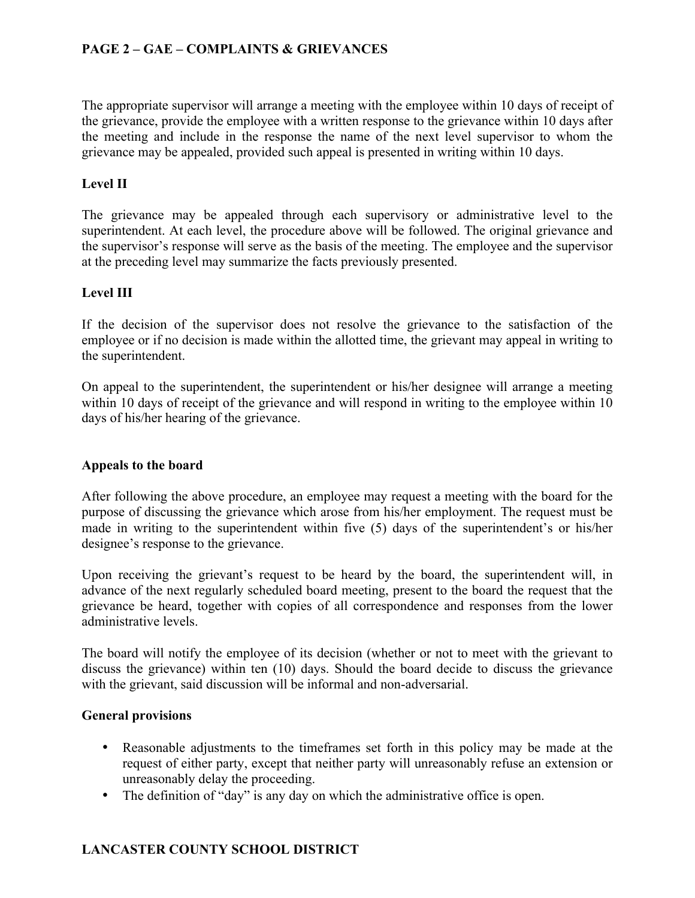The appropriate supervisor will arrange a meeting with the employee within 10 days of receipt of the grievance, provide the employee with a written response to the grievance within 10 days after the meeting and include in the response the name of the next level supervisor to whom the grievance may be appealed, provided such appeal is presented in writing within 10 days.

**Level II**

The grievance may be appealed through each supervisory or administrative level to the superintendent. At each level, the procedure above will be followed. The original grievance and the supervisor's response will serve as the basis of the meeting. The employee and the supervisor at the preceding level may summarize the facts previously presented.

**Level III**

If the decision of the supervisor does not resolve the grievance to the satisfaction of the employee or if no decision is made within the allotted time, the grievant may appeal in writing to the superintendent.

On appeal to the superintendent, the superintendent or his/her designee will arrange a meeting within 10 days of receipt of the grievance and will respond in writing to the employee within 10 days of his/her hearing of the grievance.

**Appeals to the board**

After following the above procedure, an employee may request a meeting with the board for the purpose of discussing the grievance which arose from his/her employment. The request must be made in writing to the superintendent within five (5) days of the superintendent's or his/her designee's response to the grievance.

Upon receiving the grievant's request to be heard by the board, the superintendent will, in advance of the next regularly scheduled board meeting, present to the board the request that the grievance be heard, together with copies of all correspondence and responses from the lower administrative levels.

The board will notify the employee of its decision (whether or not to meet with the grievant to discuss the grievance) within ten (10) days. Should the board decide to discuss the grievance with the grievant, said discussion will be informal and non-adversarial.

**General provisions**

- Reasonable adjustments to the timeframes set forth in this policy may be made at the request of either party, except that neither party will unreasonably refuse an extension or unreasonably delay the proceeding.
- The definition of "day" is any day on which the administrative office is open.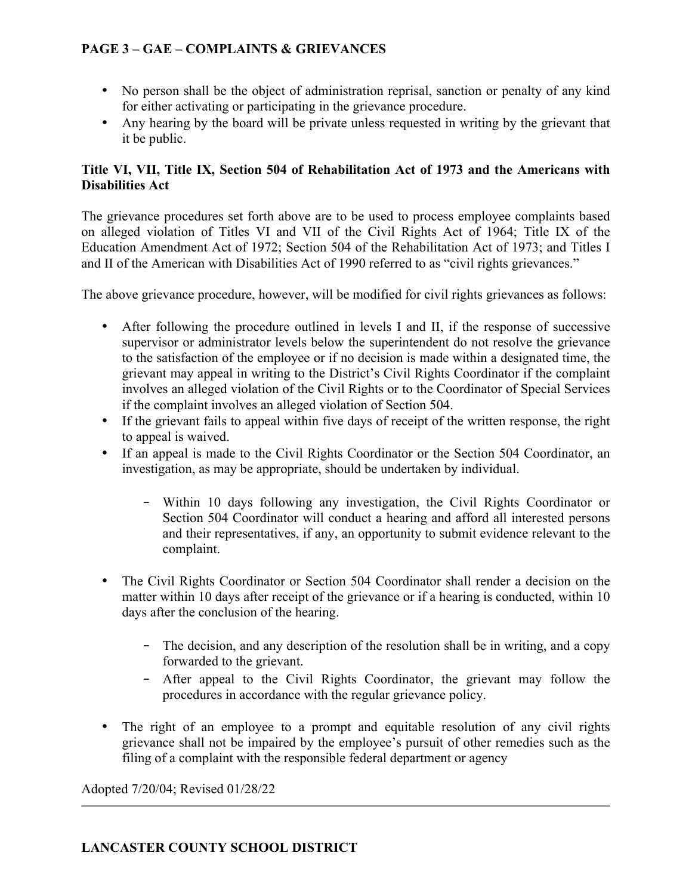- No person shall be the object of administration reprisal, sanction or penalty of any kind for either activating or participating in the grievance procedure.
- Any hearing by the board will be private unless requested in writing by the grievant that it be public.

**Title VI, VII, Title IX, Section 504 of Rehabilitation Act of 1973 and the Americans with Disabilities Act**

The grievance procedures set forth above are to be used to process employee complaints based on alleged violation of Titles VI and VII of the Civil Rights Act of 1964; Title IX of the Education Amendment Act of 1972; Section 504 of the Rehabilitation Act of 1973; and Titles I and II of the American with Disabilities Act of 1990 referred to as "civil rights grievances."

The above grievance procedure, however, will be modified for civil rights grievances as follows:

- After following the procedure outlined in levels I and II, if the response of successive supervisor or administrator levels below the superintendent do not resolve the grievance to the satisfaction of the employee or if no decision is made within a designated time, the grievant may appeal in writing to the District's Civil Rights Coordinator if the complaint involves an alleged violation of the Civil Rights or to the Coordinator of Special Services if the complaint involves an alleged violation of Section 504.
- If the grievant fails to appeal within five days of receipt of the written response, the right to appeal is waived.
- If an appeal is made to the Civil Rights Coordinator or the Section 504 Coordinator, an investigation, as may be appropriate, should be undertaken by individual.
  - Within 10 days following any investigation, the Civil Rights Coordinator or Section 504 Coordinator will conduct a hearing and afford all interested persons and their representatives, if any, an opportunity to submit evidence relevant to the complaint.
- The Civil Rights Coordinator or Section 504 Coordinator shall render a decision on the matter within 10 days after receipt of the grievance or if a hearing is conducted, within 10 days after the conclusion of the hearing.
  - The decision, and any description of the resolution shall be in writing, and a copy forwarded to the grievant.
  - After appeal to the Civil Rights Coordinator, the grievant may follow the procedures in accordance with the regular grievance policy.
- The right of an employee to a prompt and equitable resolution of any civil rights grievance shall not be impaired by the employee's pursuit of other remedies such as the filing of a complaint with the responsible federal department or agency

Adopted 7/20/04; Revised 01/28/22

---

**LANCASTER COUNTY SCHOOL DISTRICT**